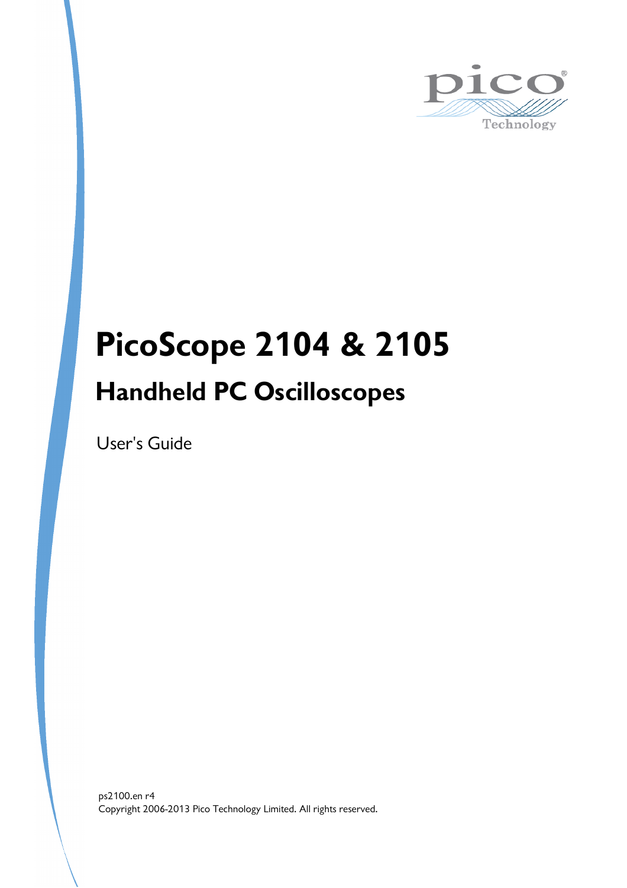# PicoScope 2104 & 2105

## Handheld PC Oscilloscopes

User's Guide

ps2100.en r4
Copyright 2006-2013 Pico Technology Limited. All rights reserved.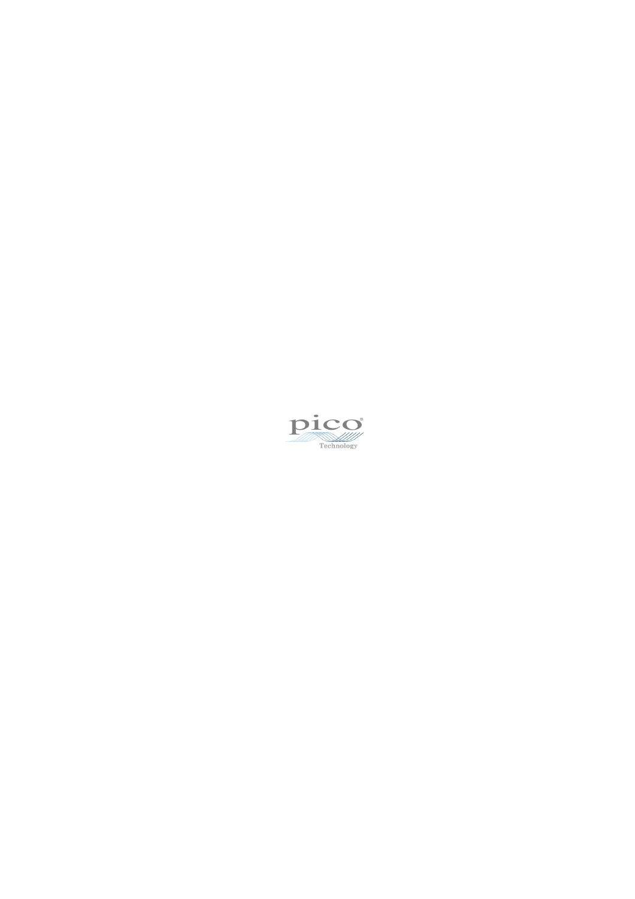pico

Technology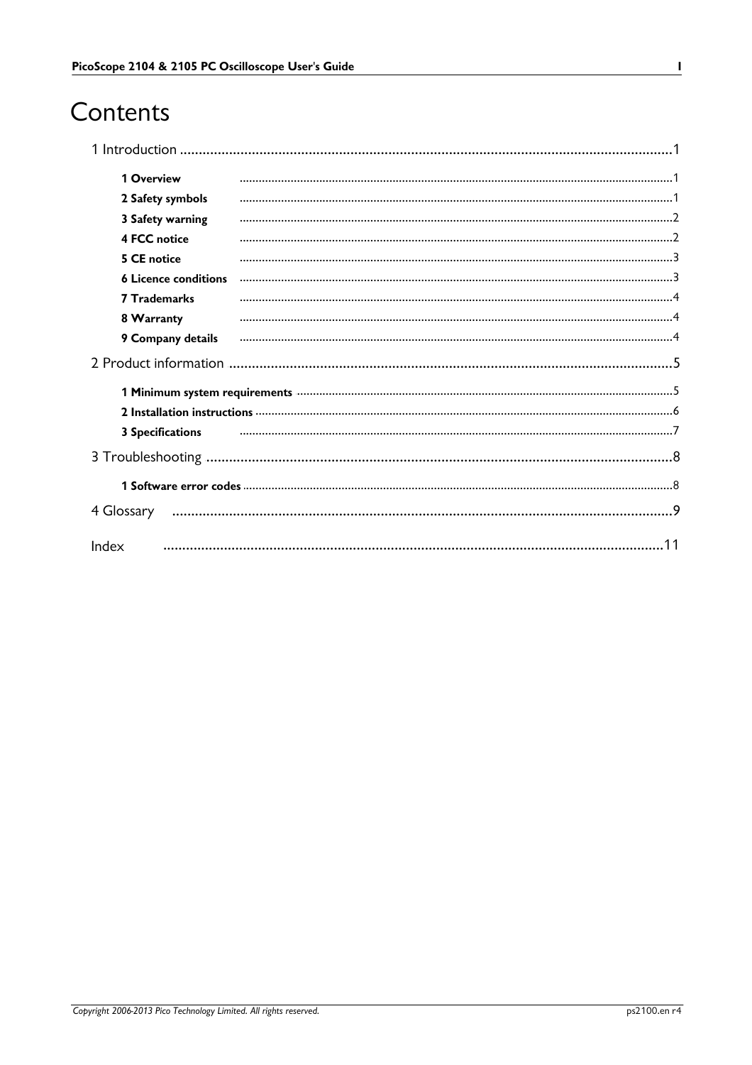# Contents

1 Introduction .......................................................................................................................................1

- 1 Overview ..............................................................................................................................1
- 2 Safety symbols ......................................................................................................................1
- 3 Safety warning ......................................................................................................................2
- 4 FCC notice ............................................................................................................................2
- 5 CE notice ..............................................................................................................................3
- 6 Licence conditions ...............................................................................................................3
- 7 Trademarks ...........................................................................................................................4
- 8 Warranty ..............................................................................................................................4
- 9 Company details ...................................................................................................................4

2 Product information ...........................................................................................................................5

- 1 Minimum system requirements ..........................................................................................5
- 2 Installation instructions .......................................................................................................6
- 3 Specifications ........................................................................................................................7

3 Troubleshooting ...................................................................................................................................8

- 1 Software error codes ............................................................................................................8

4 Glossary ...................................................................................................................................................9

Index ..........................................................................................................................................................11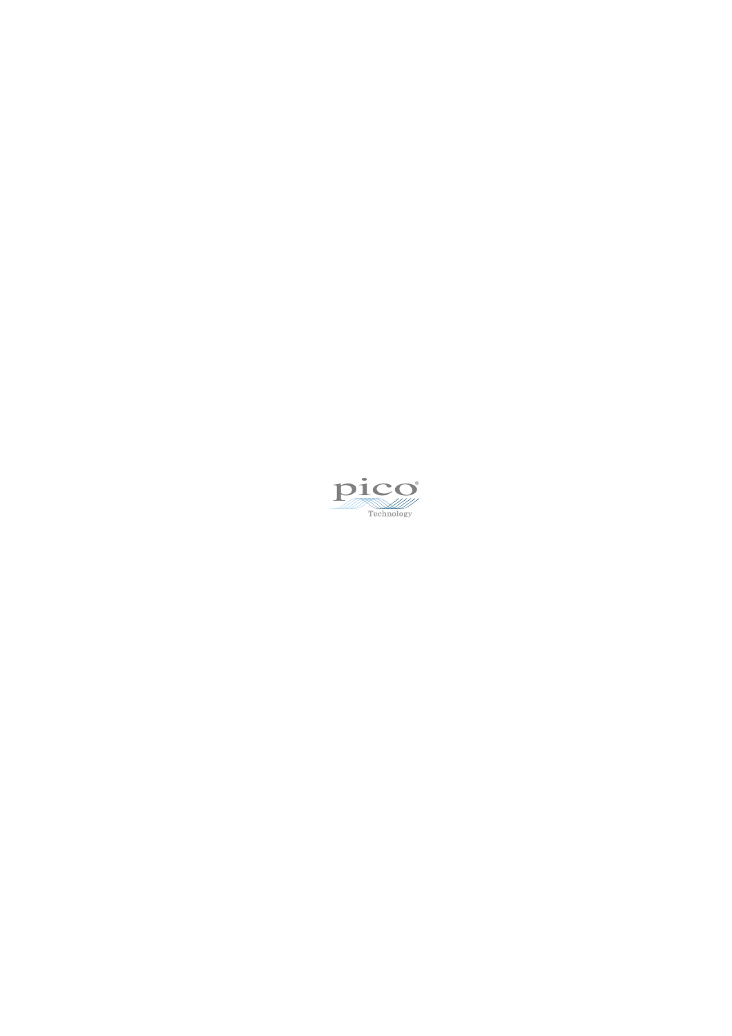pico

Technology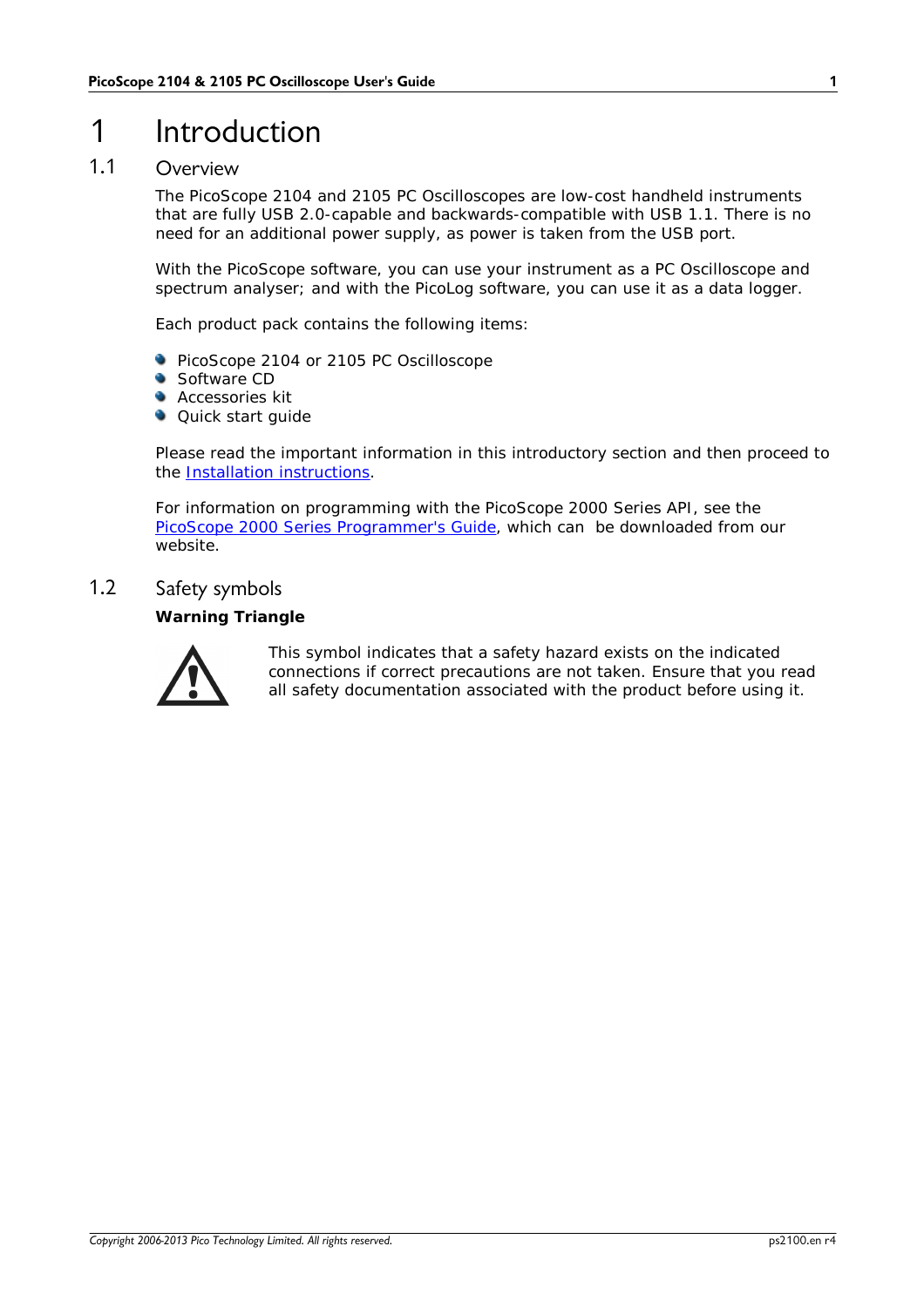# 1 Introduction

## 1.1 Overview

The PicoScope 2104 and 2105 PC Oscilloscopes are low-cost handheld instruments that are fully USB 2.0-capable and backwards-compatible with USB 1.1. There is no need for an additional power supply, as power is taken from the USB port.

With the PicoScope software, you can use your instrument as a PC Oscilloscope and spectrum analyser; and with the PicoLog software, you can use it as a data logger.

Each product pack contains the following items:

- PicoScope 2104 or 2105 PC Oscilloscope
- Software CD
- Accessories kit
- Quick start guide

Please read the important information in this introductory section and then proceed to the Installation instructions.

For information on programming with the PicoScope 2000 Series API, see the PicoScope 2000 Series Programmer's Guide, which can be downloaded from our website.

## 1.2 Safety symbols

**Warning Triangle**

This symbol indicates that a safety hazard exists on the indicated connections if correct precautions are not taken. Ensure that you read all safety documentation associated with the product before using it.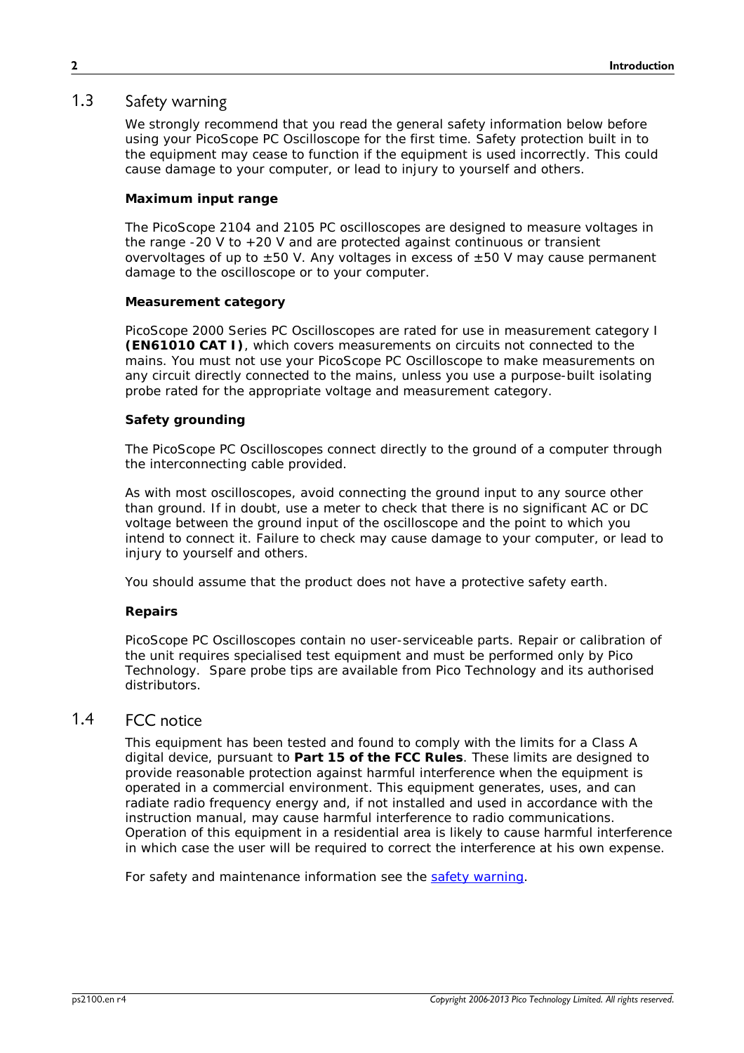## 1.3 Safety warning

We strongly recommend that you read the general safety information below before using your PicoScope PC Oscilloscope for the first time. Safety protection built in to the equipment may cease to function if the equipment is used incorrectly. This could cause damage to your computer, or lead to injury to yourself and others.

**Maximum input range**

The PicoScope 2104 and 2105 PC oscilloscopes are designed to measure voltages in the range -20 V to +20 V and are protected against continuous or transient overvoltages of up to ±50 V. Any voltages in excess of ±50 V may cause permanent damage to the oscilloscope or to your computer.

**Measurement category**

PicoScope 2000 Series PC Oscilloscopes are rated for use in measurement category I **(EN61010 CAT I)**, which covers measurements on circuits not connected to the mains. You must not use your PicoScope PC Oscilloscope to make measurements on any circuit directly connected to the mains, unless you use a purpose-built isolating probe rated for the appropriate voltage and measurement category.

**Safety grounding**

The PicoScope PC Oscilloscopes connect directly to the ground of a computer through the interconnecting cable provided.

As with most oscilloscopes, avoid connecting the ground input to any source other than ground. If in doubt, use a meter to check that there is no significant AC or DC voltage between the ground input of the oscilloscope and the point to which you intend to connect it. Failure to check may cause damage to your computer, or lead to injury to yourself and others.

You should assume that the product does not have a protective safety earth.

**Repairs**

PicoScope PC Oscilloscopes contain no user-serviceable parts. Repair or calibration of the unit requires specialised test equipment and must be performed only by Pico Technology. Spare probe tips are available from Pico Technology and its authorised distributors.

## 1.4 FCC notice

This equipment has been tested and found to comply with the limits for a Class A digital device, pursuant to **Part 15 of the FCC Rules**. These limits are designed to provide reasonable protection against harmful interference when the equipment is operated in a commercial environment. This equipment generates, uses, and can radiate radio frequency energy and, if not installed and used in accordance with the instruction manual, may cause harmful interference to radio communications. Operation of this equipment in a residential area is likely to cause harmful interference in which case the user will be required to correct the interference at his own expense.

For safety and maintenance information see the safety warning.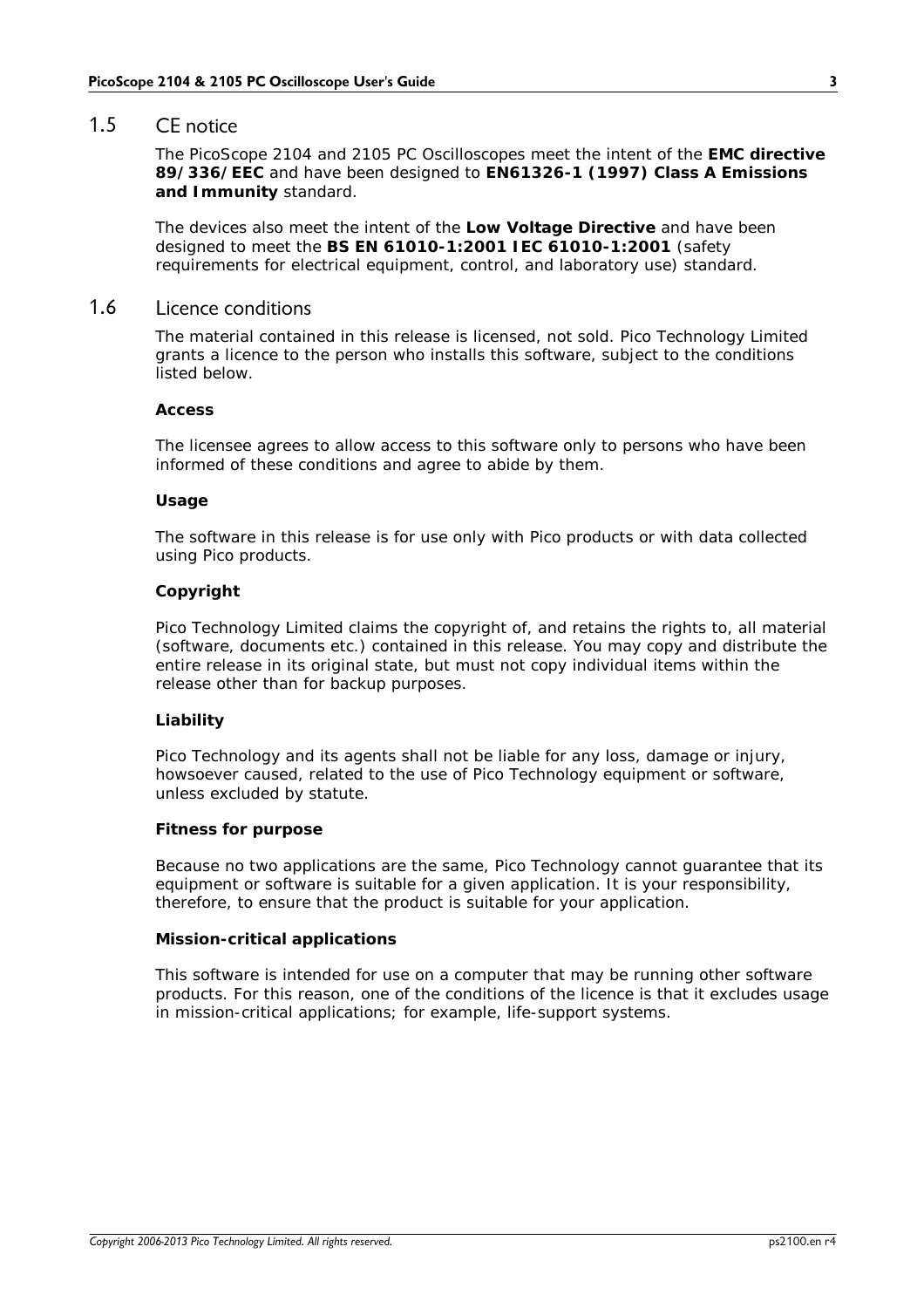## 1.5 CE notice

The PicoScope 2104 and 2105 PC Oscilloscopes meet the intent of the **EMC directive 89/336/EEC** and have been designed to **EN61326-1 (1997) Class A Emissions and Immunity** standard.

The devices also meet the intent of the **Low Voltage Directive** and have been designed to meet the **BS EN 61010-1:2001 IEC 61010-1:2001** (safety requirements for electrical equipment, control, and laboratory use) standard.

## 1.6 Licence conditions

The material contained in this release is licensed, not sold. Pico Technology Limited grants a licence to the person who installs this software, subject to the conditions listed below.

**Access**

The licensee agrees to allow access to this software only to persons who have been informed of these conditions and agree to abide by them.

**Usage**

The software in this release is for use only with Pico products or with data collected using Pico products.

**Copyright**

Pico Technology Limited claims the copyright of, and retains the rights to, all material (software, documents etc.) contained in this release. You may copy and distribute the entire release in its original state, but must not copy individual items within the release other than for backup purposes.

**Liability**

Pico Technology and its agents shall not be liable for any loss, damage or injury, howsoever caused, related to the use of Pico Technology equipment or software, unless excluded by statute.

**Fitness for purpose**

Because no two applications are the same, Pico Technology cannot guarantee that its equipment or software is suitable for a given application. It is your responsibility, therefore, to ensure that the product is suitable for your application.

**Mission-critical applications**

This software is intended for use on a computer that may be running other software products. For this reason, one of the conditions of the licence is that it excludes usage in mission-critical applications; for example, life-support systems.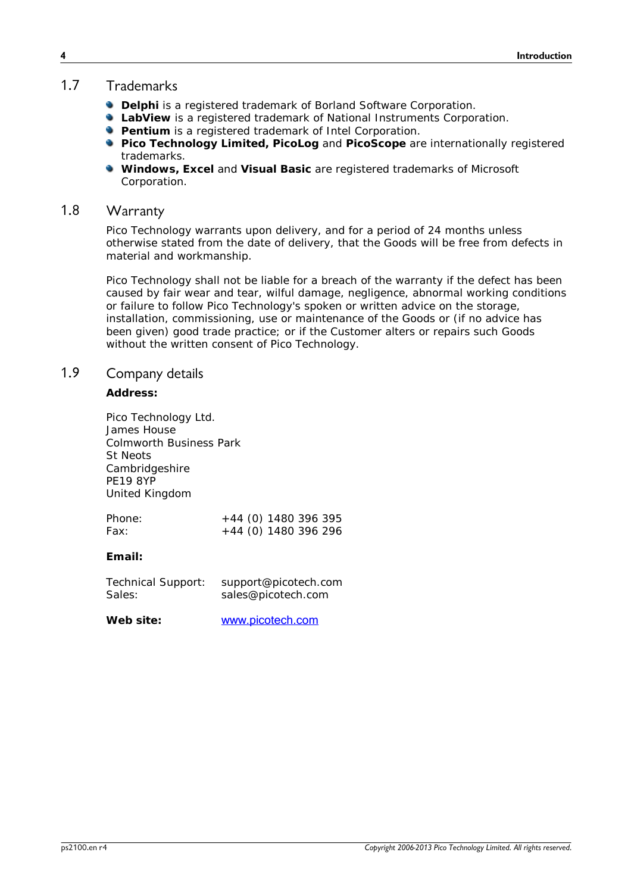## 1.7 Trademarks

- **Delphi** is a registered trademark of Borland Software Corporation.
- **LabView** is a registered trademark of National Instruments Corporation.
- **Pentium** is a registered trademark of Intel Corporation.
- **Pico Technology Limited, PicoLog** and **PicoScope** are internationally registered trademarks.
- **Windows, Excel** and **Visual Basic** are registered trademarks of Microsoft Corporation.

## 1.8 Warranty

Pico Technology warrants upon delivery, and for a period of 24 months unless otherwise stated from the date of delivery, that the Goods will be free from defects in material and workmanship.

Pico Technology shall not be liable for a breach of the warranty if the defect has been caused by fair wear and tear, wilful damage, negligence, abnormal working conditions or failure to follow Pico Technology's spoken or written advice on the storage, installation, commissioning, use or maintenance of the Goods or (if no advice has been given) good trade practice; or if the Customer alters or repairs such Goods without the written consent of Pico Technology.

## 1.9 Company details

**Address:**

Pico Technology Ltd.
James House
Colmworth Business Park
St Neots
Cambridgeshire
PE19 8YP
United Kingdom

| | |
|---|---|
| Phone: | +44 (0) 1480 396 395 |
| Fax: | +44 (0) 1480 396 296 |

**Email:**

| | |
|---|---|
| Technical Support: | support@picotech.com |
| Sales: | sales@picotech.com |

**Web site:** www.picotech.com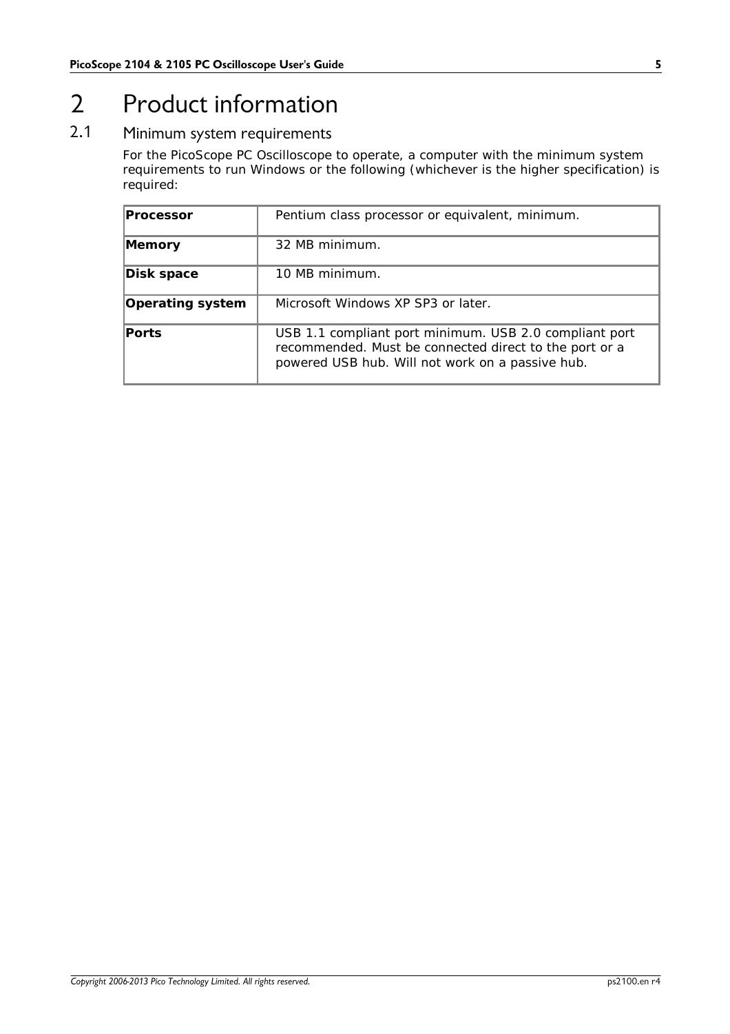# 2 Product information

## 2.1 Minimum system requirements

For the PicoScope PC Oscilloscope to operate, a computer with the minimum system requirements to run Windows or the following (whichever is the higher specification) is required:

| | |
|---|---|
| **Processor** | Pentium class processor or equivalent, minimum. |
| **Memory** | 32 MB minimum. |
| **Disk space** | 10 MB minimum. |
| **Operating system** | Microsoft Windows XP SP3 or later. |
| **Ports** | USB 1.1 compliant port minimum. USB 2.0 compliant port recommended. Must be connected direct to the port or a powered USB hub. Will not work on a passive hub. |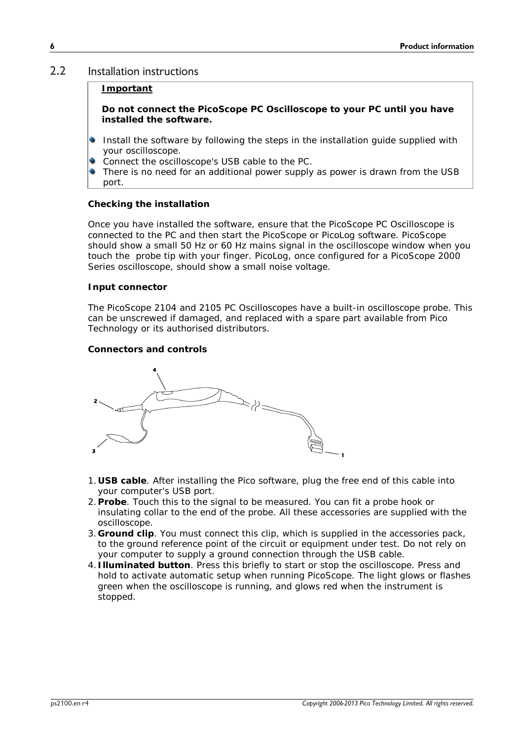## 2.2 Installation instructions

**Important**

**Do not connect the PicoScope PC Oscilloscope to your PC until you have installed the software.**

- Install the software by following the steps in the installation guide supplied with your oscilloscope.
- Connect the oscilloscope's USB cable to the PC.
- There is no need for an additional power supply as power is drawn from the USB port.

**Checking the installation**

Once you have installed the software, ensure that the PicoScope PC Oscilloscope is connected to the PC and then start the PicoScope or PicoLog software. PicoScope should show a small 50 Hz or 60 Hz mains signal in the oscilloscope window when you touch the probe tip with your finger. PicoLog, once configured for a PicoScope 2000 Series oscilloscope, should show a small noise voltage.

**Input connector**

The PicoScope 2104 and 2105 PC Oscilloscopes have a built-in oscilloscope probe. This can be unscrewed if damaged, and replaced with a spare part available from Pico Technology or its authorised distributors.

**Connectors and controls**

1. **USB cable**. After installing the Pico software, plug the free end of this cable into your computer's USB port.
2. **Probe**. Touch this to the signal to be measured. You can fit a probe hook or insulating collar to the end of the probe. All these accessories are supplied with the oscilloscope.
3. **Ground clip**. You must connect this clip, which is supplied in the accessories pack, to the ground reference point of the circuit or equipment under test. Do not rely on your computer to supply a ground connection through the USB cable.
4. **Illuminated button**. Press this briefly to start or stop the oscilloscope. Press and hold to activate automatic setup when running PicoScope. The light glows or flashes green when the oscilloscope is running, and glows red when the instrument is stopped.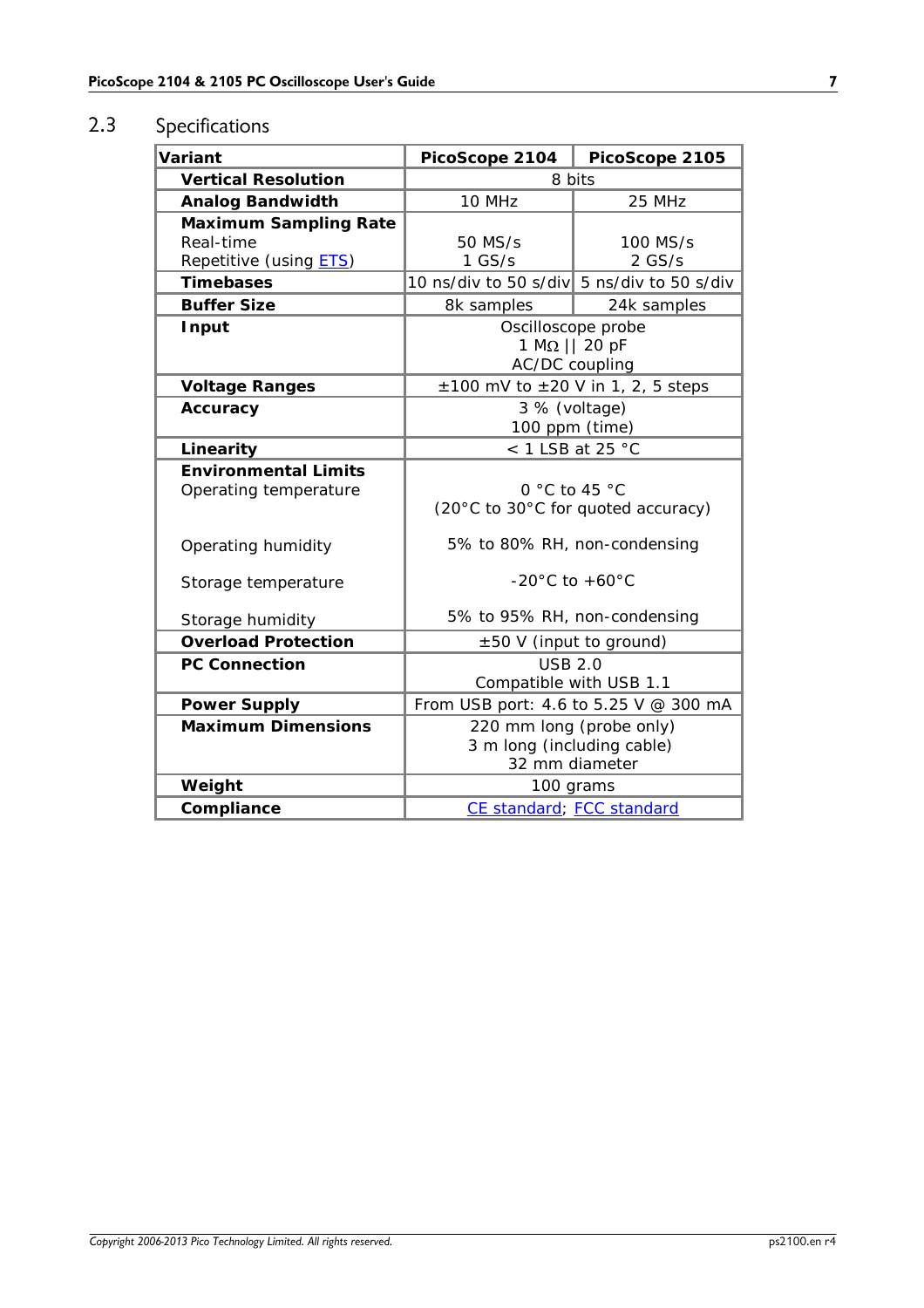## 2.3 Specifications

| Variant | PicoScope 2104 | PicoScope 2105 |
|---|---|---|
| **Vertical Resolution** | 8 bits | |
| **Analog Bandwidth** | 10 MHz | 25 MHz |
| **Maximum Sampling Rate**<br>Real-time<br>Repetitive (using ETS) | <br>50 MS/s<br>1 GS/s | <br>100 MS/s<br>2 GS/s |
| **Timebases** | 10 ns/div to 50 s/div | 5 ns/div to 50 s/div |
| **Buffer Size** | 8k samples | 24k samples |
| **Input** | Oscilloscope probe<br>1 MΩ \|\| 20 pF<br>AC/DC coupling | |
| **Voltage Ranges** | ±100 mV to ±20 V in 1, 2, 5 steps | |
| **Accuracy** | 3 % (voltage)<br>100 ppm (time) | |
| **Linearity** | < 1 LSB at 25 °C | |
| **Environmental Limits**<br>Operating temperature<br><br>Operating humidity<br>Storage temperature<br>Storage humidity | <br>0 °C to 45 °C<br>(20°C to 30°C for quoted accuracy)<br>5% to 80% RH, non-condensing<br>-20°C to +60°C<br>5% to 95% RH, non-condensing | |
| **Overload Protection** | ±50 V (input to ground) | |
| **PC Connection** | USB 2.0<br>Compatible with USB 1.1 | |
| **Power Supply** | From USB port: 4.6 to 5.25 V @ 300 mA | |
| **Maximum Dimensions** | 220 mm long (probe only)<br>3 m long (including cable)<br>32 mm diameter | |
| **Weight** | 100 grams | |
| **Compliance** | CE standard; FCC standard | |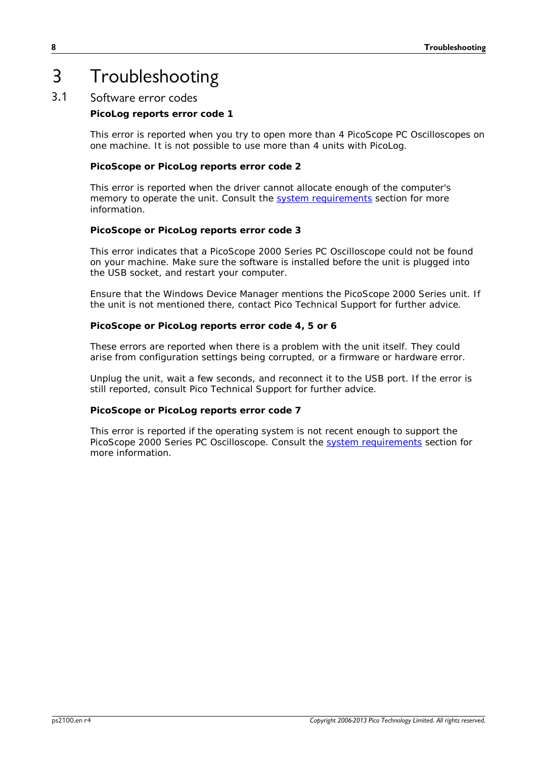# 3 Troubleshooting

## 3.1 Software error codes

**PicoLog reports error code 1**

This error is reported when you try to open more than 4 PicoScope PC Oscilloscopes on one machine. It is not possible to use more than 4 units with PicoLog.

**PicoScope or PicoLog reports error code 2**

This error is reported when the driver cannot allocate enough of the computer's memory to operate the unit. Consult the system requirements section for more information.

**PicoScope or PicoLog reports error code 3**

This error indicates that a PicoScope 2000 Series PC Oscilloscope could not be found on your machine. Make sure the software is installed before the unit is plugged into the USB socket, and restart your computer.

Ensure that the Windows Device Manager mentions the PicoScope 2000 Series unit. If the unit is not mentioned there, contact Pico Technical Support for further advice.

**PicoScope or PicoLog reports error code 4, 5 or 6**

These errors are reported when there is a problem with the unit itself. They could arise from configuration settings being corrupted, or a firmware or hardware error.

Unplug the unit, wait a few seconds, and reconnect it to the USB port. If the error is still reported, consult Pico Technical Support for further advice.

**PicoScope or PicoLog reports error code 7**

This error is reported if the operating system is not recent enough to support the PicoScope 2000 Series PC Oscilloscope. Consult the system requirements section for more information.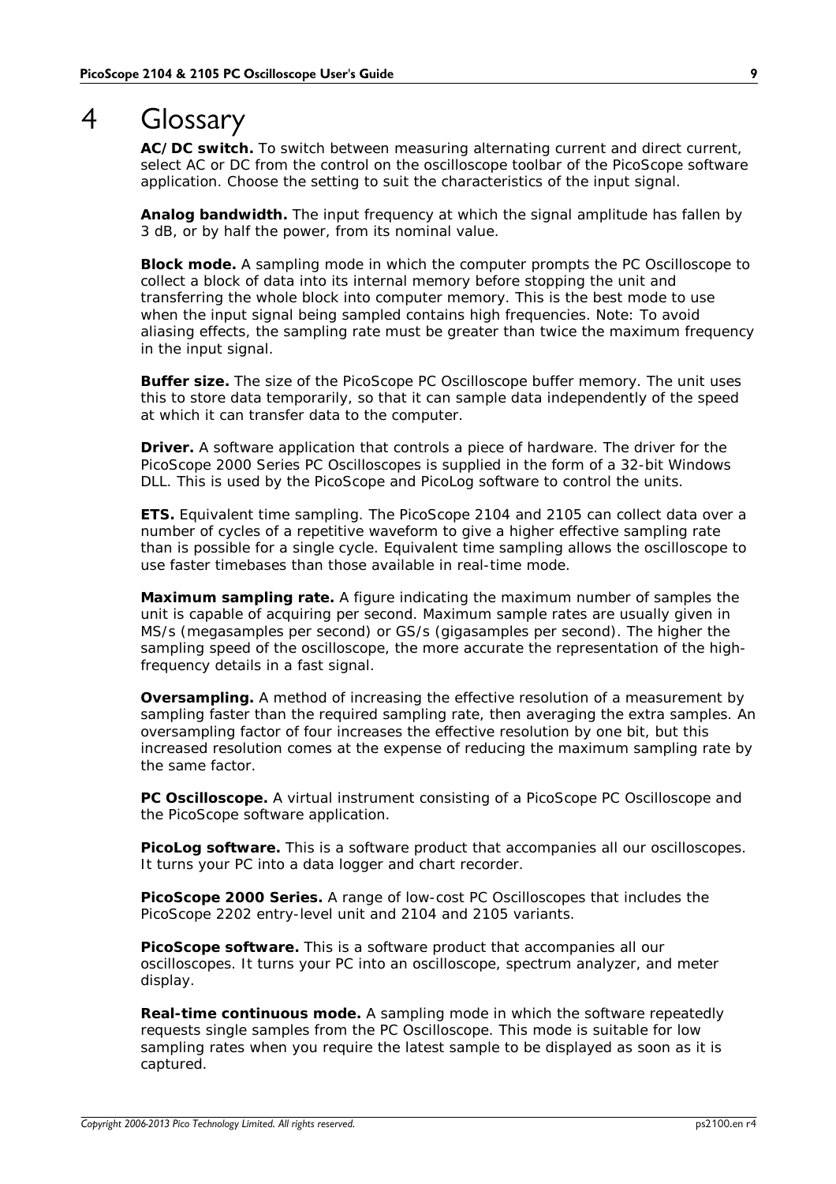# 4 Glossary

**AC/DC switch.** To switch between measuring alternating current and direct current, select AC or DC from the control on the oscilloscope toolbar of the PicoScope software application. Choose the setting to suit the characteristics of the input signal.

**Analog bandwidth.** The input frequency at which the signal amplitude has fallen by 3 dB, or by half the power, from its nominal value.

**Block mode.** A sampling mode in which the computer prompts the PC Oscilloscope to collect a block of data into its internal memory before stopping the unit and transferring the whole block into computer memory. This is the best mode to use when the input signal being sampled contains high frequencies. Note: To avoid aliasing effects, the sampling rate must be greater than twice the maximum frequency in the input signal.

**Buffer size.** The size of the PicoScope PC Oscilloscope buffer memory. The unit uses this to store data temporarily, so that it can sample data independently of the speed at which it can transfer data to the computer.

**Driver.** A software application that controls a piece of hardware. The driver for the PicoScope 2000 Series PC Oscilloscopes is supplied in the form of a 32-bit Windows DLL. This is used by the PicoScope and PicoLog software to control the units.

**ETS.** Equivalent time sampling. The PicoScope 2104 and 2105 can collect data over a number of cycles of a repetitive waveform to give a higher effective sampling rate than is possible for a single cycle. Equivalent time sampling allows the oscilloscope to use faster timebases than those available in real-time mode.

**Maximum sampling rate.** A figure indicating the maximum number of samples the unit is capable of acquiring per second. Maximum sample rates are usually given in MS/s (megasamples per second) or GS/s (gigasamples per second). The higher the sampling speed of the oscilloscope, the more accurate the representation of the high-frequency details in a fast signal.

**Oversampling.** A method of increasing the effective resolution of a measurement by sampling faster than the required sampling rate, then averaging the extra samples. An oversampling factor of four increases the effective resolution by one bit, but this increased resolution comes at the expense of reducing the maximum sampling rate by the same factor.

**PC Oscilloscope.** A virtual instrument consisting of a PicoScope PC Oscilloscope and the PicoScope software application.

**PicoLog software.** This is a software product that accompanies all our oscilloscopes. It turns your PC into a data logger and chart recorder.

**PicoScope 2000 Series.** A range of low-cost PC Oscilloscopes that includes the PicoScope 2202 entry-level unit and 2104 and 2105 variants.

**PicoScope software.** This is a software product that accompanies all our oscilloscopes. It turns your PC into an oscilloscope, spectrum analyzer, and meter display.

**Real-time continuous mode.** A sampling mode in which the software repeatedly requests single samples from the PC Oscilloscope. This mode is suitable for low sampling rates when you require the latest sample to be displayed as soon as it is captured.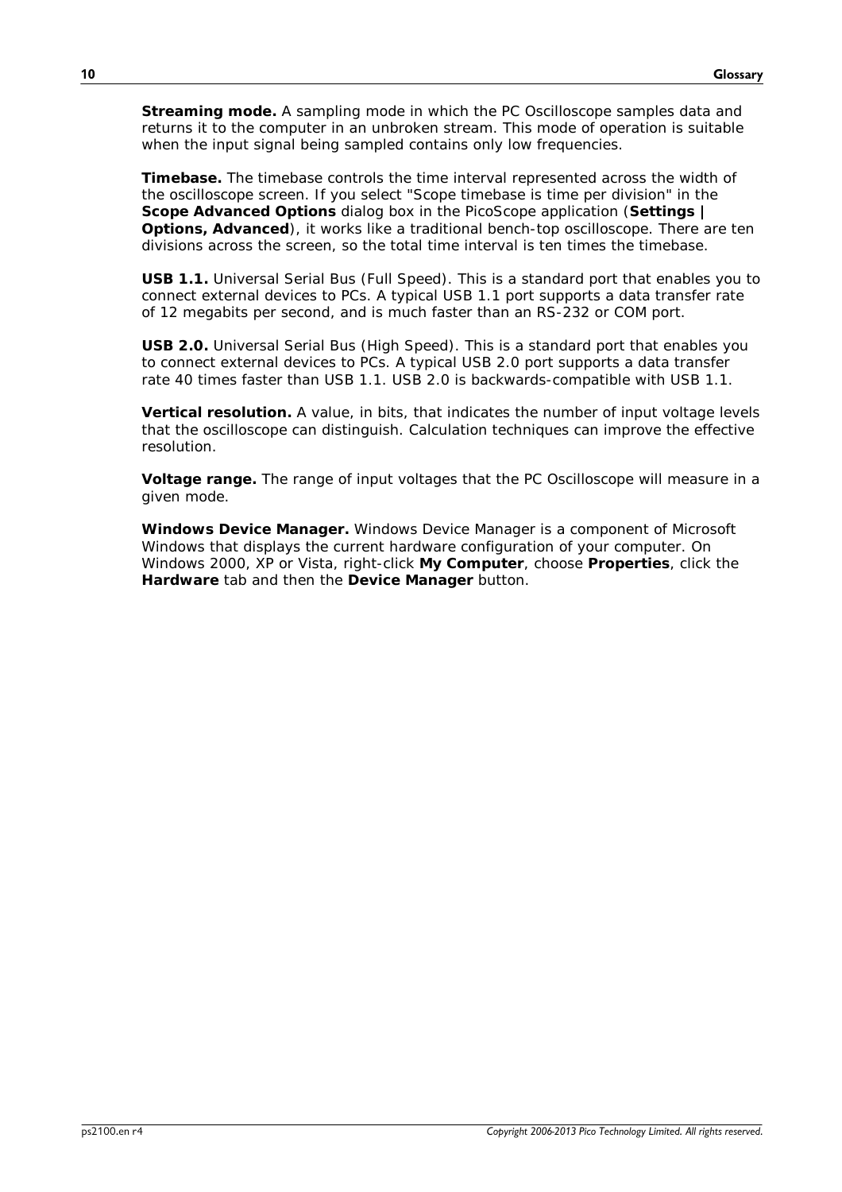**Streaming mode.** A sampling mode in which the PC Oscilloscope samples data and returns it to the computer in an unbroken stream. This mode of operation is suitable when the input signal being sampled contains only low frequencies.

**Timebase.** The timebase controls the time interval represented across the width of the oscilloscope screen. If you select "Scope timebase is time per division" in the **Scope Advanced Options** dialog box in the PicoScope application (**Settings | Options, Advanced**), it works like a traditional bench-top oscilloscope. There are ten divisions across the screen, so the total time interval is ten times the timebase.

**USB 1.1.** Universal Serial Bus (Full Speed). This is a standard port that enables you to connect external devices to PCs. A typical USB 1.1 port supports a data transfer rate of 12 megabits per second, and is much faster than an RS-232 or COM port.

**USB 2.0.** Universal Serial Bus (High Speed). This is a standard port that enables you to connect external devices to PCs. A typical USB 2.0 port supports a data transfer rate 40 times faster than USB 1.1. USB 2.0 is backwards-compatible with USB 1.1.

**Vertical resolution.** A value, in bits, that indicates the number of input voltage levels that the oscilloscope can distinguish. Calculation techniques can improve the effective resolution.

**Voltage range.** The range of input voltages that the PC Oscilloscope will measure in a given mode.

**Windows Device Manager.** Windows Device Manager is a component of Microsoft Windows that displays the current hardware configuration of your computer. On Windows 2000, XP or Vista, right-click **My Computer**, choose **Properties**, click the **Hardware** tab and then the **Device Manager** button.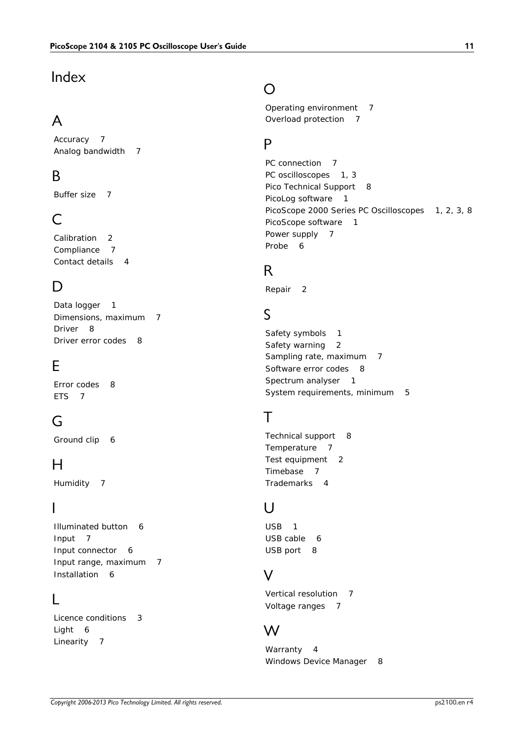# Index

## A

Accuracy 7
Analog bandwidth 7

## B

Buffer size 7

## C

Calibration 2
Compliance 7
Contact details 4

## D

Data logger 1
Dimensions, maximum 7
Driver 8
Driver error codes 8

## E

Error codes 8
ETS 7

## G

Ground clip 6

## H

Humidity 7

## I

Illuminated button 6
Input 7
Input connector 6
Input range, maximum 7
Installation 6

## L

Licence conditions 3
Light 6
Linearity 7

## O

Operating environment 7
Overload protection 7

## P

PC connection 7
PC oscilloscopes 1, 3
Pico Technical Support 8
PicoLog software 1
PicoScope 2000 Series PC Oscilloscopes 1, 2, 3, 8
PicoScope software 1
Power supply 7
Probe 6

## R

Repair 2

## S

Safety symbols 1
Safety warning 2
Sampling rate, maximum 7
Software error codes 8
Spectrum analyser 1
System requirements, minimum 5

## T

Technical support 8
Temperature 7
Test equipment 2
Timebase 7
Trademarks 4

## U

USB 1
USB cable 6
USB port 8

## V

Vertical resolution 7
Voltage ranges 7

## W

Warranty 4
Windows Device Manager 8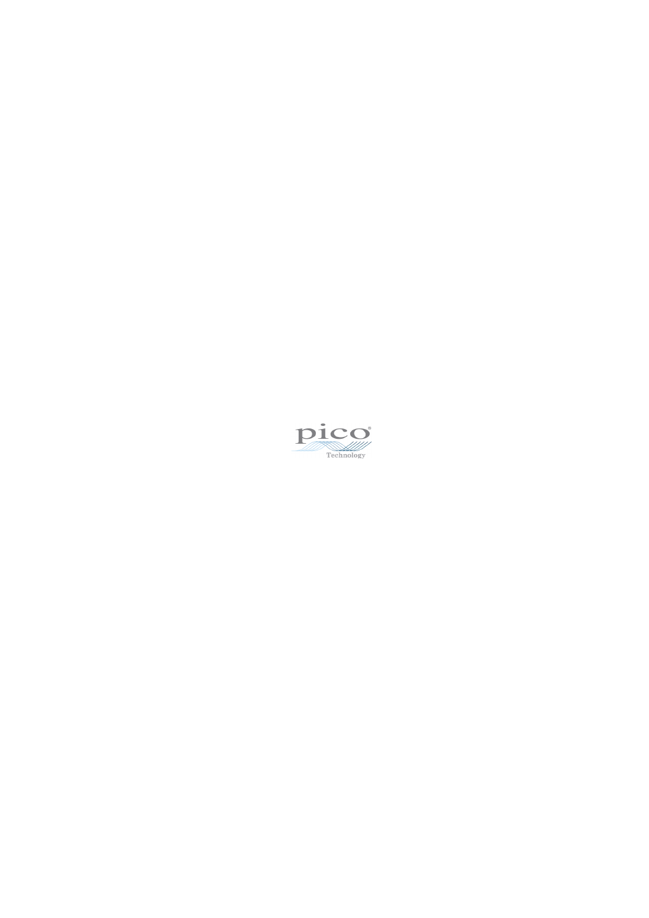pico®

Technology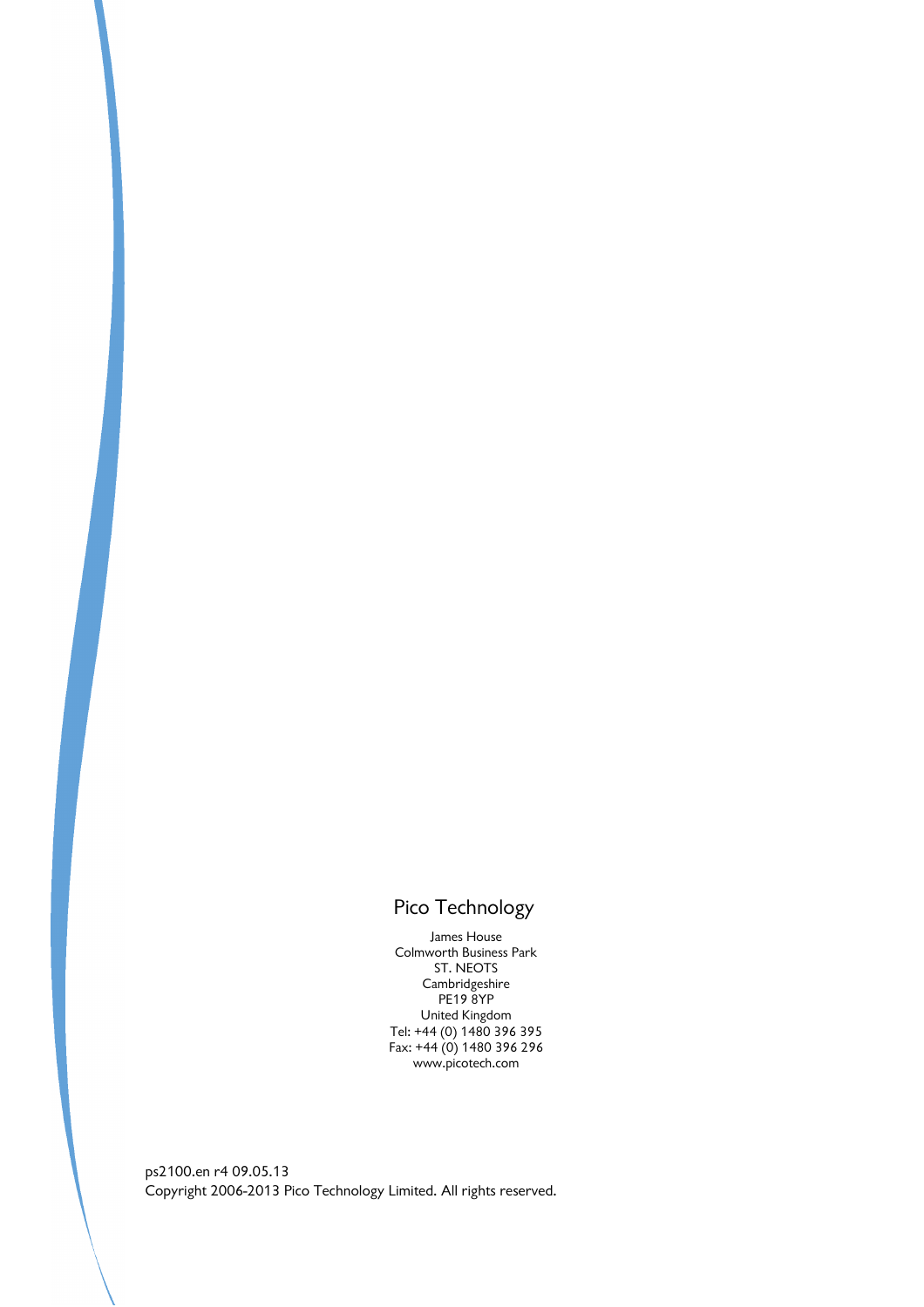## Pico Technology

James House  
Colmworth Business Park  
ST. NEOTS  
Cambridgeshire  
PE19 8YP  
United Kingdom  
Tel: +44 (0) 1480 396 395  
Fax: +44 (0) 1480 396 296  
www.picotech.com

ps2100.en r4 09.05.13  
Copyright 2006-2013 Pico Technology Limited. All rights reserved.